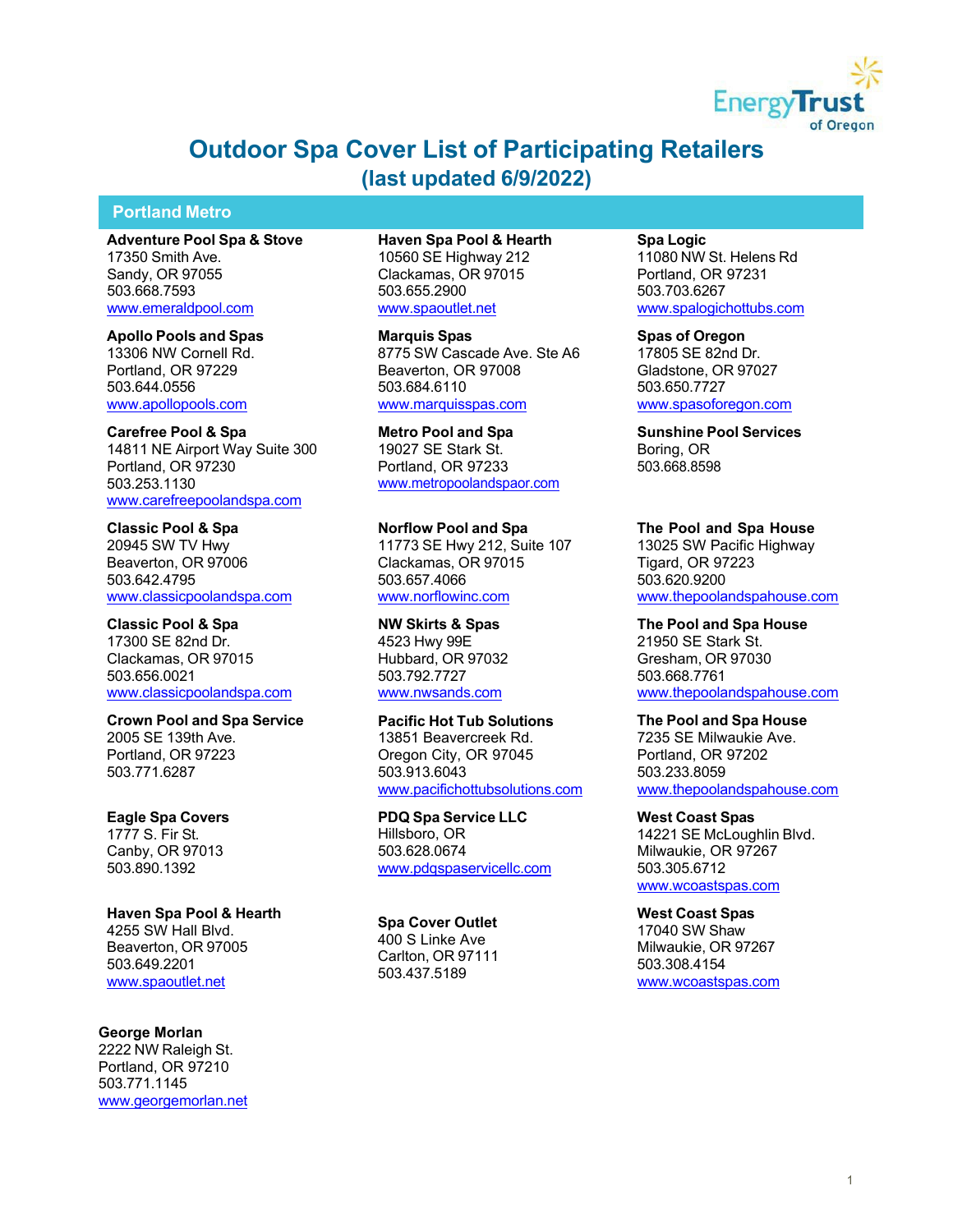# Outdoor Spa Cover List of Participating Retailers

## (last updated 6/9/2022)

### Portland Metro

**Adventure Pool Spa & Stove**
17350 Smith Ave.
Sandy, OR 97055
503.668.7593
www.emeraldpool.com

**Apollo Pools and Spas**
13306 NW Cornell Rd.
Portland, OR 97229
503.644.0556
www.apollopools.com

**Carefree Pool & Spa**
14811 NE Airport Way Suite 300
Portland, OR 97230
503.253.1130
www.carefreepoolandspa.com

**Classic Pool & Spa**
20945 SW TV Hwy
Beaverton, OR 97006
503.642.4795
www.classicpoolandspa.com

**Classic Pool & Spa**
17300 SE 82nd Dr.
Clackamas, OR 97015
503.656.0021
www.classicpoolandspa.com

**Crown Pool and Spa Service**
2005 SE 139th Ave.
Portland, OR 97223
503.771.6287

**Eagle Spa Covers**
1777 S. Fir St.
Canby, OR 97013
503.890.1392

**Haven Spa Pool & Hearth**
4255 SW Hall Blvd.
Beaverton, OR 97005
503.649.2201
www.spaoutlet.net

**George Morlan**
2222 NW Raleigh St.
Portland, OR 97210
503.771.1145
www.georgemorlan.net

**Haven Spa Pool & Hearth**
10560 SE Highway 212
Clackamas, OR 97015
503.655.2900
www.spaoutlet.net

**Marquis Spas**
8775 SW Cascade Ave. Ste A6
Beaverton, OR 97008
503.684.6110
www.marquisspas.com

**Metro Pool and Spa**
19027 SE Stark St.
Portland, OR 97233
www.metropoolandspaor.com

**Norflow Pool and Spa**
11773 SE Hwy 212, Suite 107
Clackamas, OR 97015
503.657.4066
www.norflowinc.com

**NW Skirts & Spas**
4523 Hwy 99E
Hubbard, OR 97032
503.792.7727
www.nwsands.com

**Pacific Hot Tub Solutions**
13851 Beavercreek Rd.
Oregon City, OR 97045
503.913.6043
www.pacifichottubsolutions.com

**PDQ Spa Service LLC**
Hillsboro, OR
503.628.0674
www.pdqspaservicellc.com

**Spa Cover Outlet**
400 S Linke Ave
Carlton, OR 97111
503.437.5189

**Spa Logic**
11080 NW St. Helens Rd
Portland, OR 97231
503.703.6267
www.spalogichottubs.com

**Spas of Oregon**
17805 SE 82nd Dr.
Gladstone, OR 97027
503.650.7727
www.spasoforegon.com

**Sunshine Pool Services**
Boring, OR
503.668.8598

**The Pool and Spa House**
13025 SW Pacific Highway
Tigard, OR 97223
503.620.9200
www.thepoolandspahouse.com

**The Pool and Spa House**
21950 SE Stark St.
Gresham, OR 97030
503.668.7761
www.thepoolandspahouse.com

**The Pool and Spa House**
7235 SE Milwaukie Ave.
Portland, OR 97202
503.233.8059
www.thepoolandspahouse.com

**West Coast Spas**
14221 SE McLoughlin Blvd.
Milwaukie, OR 97267
503.305.6712
www.wcoastspas.com

**West Coast Spas**
17040 SW Shaw
Milwaukie, OR 97267
503.308.4154
www.wcoastspas.com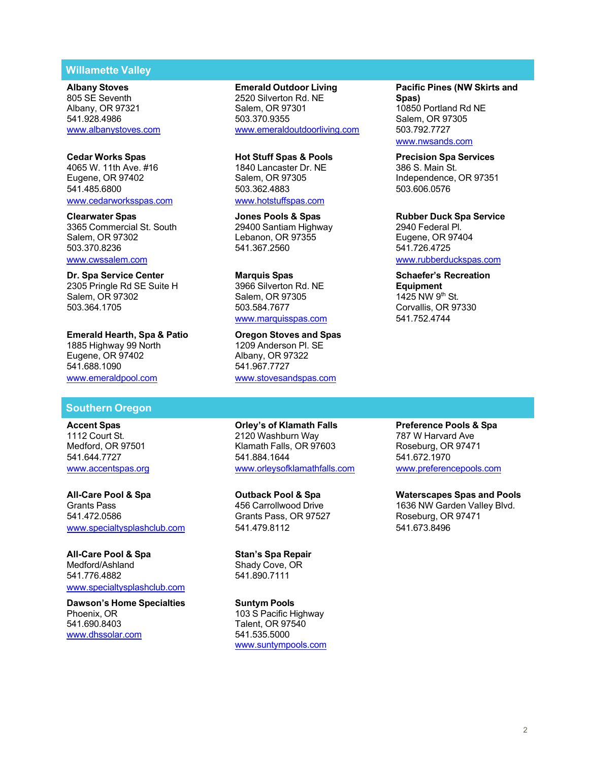## Willamette Valley

**Albany Stoves**
805 SE Seventh
Albany, OR 97321
541.928.4986
www.albanystoves.com

**Cedar Works Spas**
4065 W. 11th Ave. #16
Eugene, OR 97402
541.485.6800
www.cedarworksspas.com

**Clearwater Spas**
3365 Commercial St. South
Salem, OR 97302
503.370.8236
www.cwssalem.com

**Dr. Spa Service Center**
2305 Pringle Rd SE Suite H
Salem, OR 97302
503.364.1705

**Emerald Hearth, Spa & Patio**
1885 Highway 99 North
Eugene, OR 97402
541.688.1090
www.emeraldpool.com

**Emerald Outdoor Living**
2520 Silverton Rd. NE
Salem, OR 97301
503.370.9355
www.emeraldoutdoorliving.com

**Hot Stuff Spas & Pools**
1840 Lancaster Dr. NE
Salem, OR 97305
503.362.4883
www.hotstuffspas.com

**Jones Pools & Spas**
29400 Santiam Highway
Lebanon, OR 97355
541.367.2560

**Marquis Spas**
3966 Silverton Rd. NE
Salem, OR 97305
503.584.7677
www.marquisspas.com

**Oregon Stoves and Spas**
1209 Anderson Pl. SE
Albany, OR 97322
541.967.7727
www.stovesandspas.com

**Pacific Pines (NW Skirts and Spas)**
10850 Portland Rd NE
Salem, OR 97305
503.792.7727
www.nwsands.com

**Precision Spa Services**
386 S. Main St.
Independence, OR 97351
503.606.0576

**Rubber Duck Spa Service**
2940 Federal Pl.
Eugene, OR 97404
541.726.4725
www.rubberduckspas.com

**Schaefer's Recreation Equipment**
1425 NW 9th St.
Corvallis, OR 97330
541.752.4744

## Southern Oregon

**Accent Spas**
1112 Court St.
Medford, OR 97501
541.644.7727
www.accentspas.org

**All-Care Pool & Spa**
Grants Pass
541.472.0586
www.specialtysplashclub.com

**All-Care Pool & Spa**
Medford/Ashland
541.776.4882
www.specialtysplashclub.com

**Dawson's Home Specialties**
Phoenix, OR
541.690.8403
www.dhssolar.com

**Orley's of Klamath Falls**
2120 Washburn Way
Klamath Falls, OR 97603
541.884.1644
www.orleysofklamathfalls.com

**Outback Pool & Spa**
456 Carrollwood Drive
Grants Pass, OR 97527
541.479.8112

**Stan's Spa Repair**
Shady Cove, OR
541.890.7111

**Suntym Pools**
103 S Pacific Highway
Talent, OR 97540
541.535.5000
www.suntympools.com

**Preference Pools & Spa**
787 W Harvard Ave
Roseburg, OR 97471
541.672.1970
www.preferencepools.com

**Waterscapes Spas and Pools**
1636 NW Garden Valley Blvd.
Roseburg, OR 97471
541.673.8496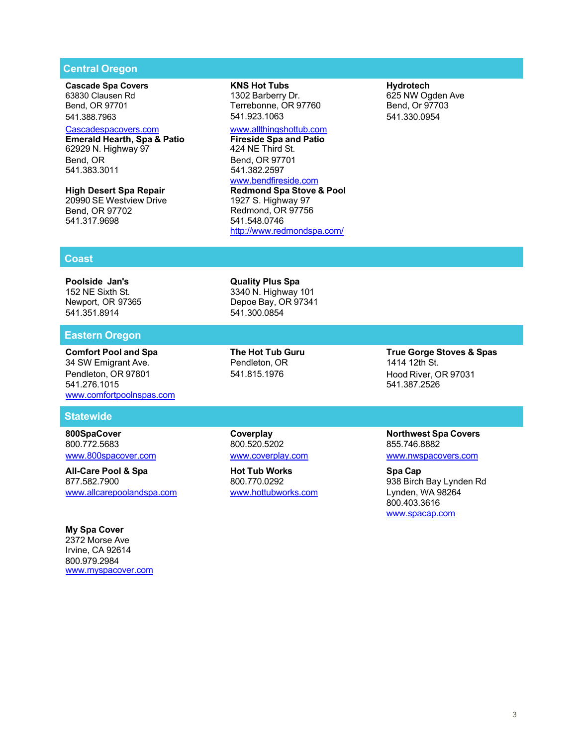## Central Oregon

**Cascade Spa Covers**
63830 Clausen Rd
Bend, OR 97701
541.388.7963
Cascadespacovers.com

**Emerald Hearth, Spa & Patio**
62929 N. Highway 97
Bend, OR
541.383.3011

**High Desert Spa Repair**
20990 SE Westview Drive
Bend, OR 97702
541.317.9698

**KNS Hot Tubs**
1302 Barberry Dr.
Terrebonne, OR 97760
541.923.1063
www.allthingshottub.com

**Fireside Spa and Patio**
424 NE Third St.
Bend, OR 97701
541.382.2597
www.bendfireside.com

**Redmond Spa Stove & Pool**
1927 S. Highway 97
Redmond, OR 97756
541.548.0746
http://www.redmondspa.com/

**Hydrotech**
625 NW Ogden Ave
Bend, Or 97703
541.330.0954

## Coast

**Poolside Jan's**
152 NE Sixth St.
Newport, OR 97365
541.351.8914

**Quality Plus Spa**
3340 N. Highway 101
Depoe Bay, OR 97341
541.300.0854

## Eastern Oregon

**Comfort Pool and Spa**
34 SW Emigrant Ave.
Pendleton, OR 97801
541.276.1015
www.comfortpoolnspas.com

**The Hot Tub Guru**
Pendleton, OR
541.815.1976

**True Gorge Stoves & Spas**
1414 12th St.
Hood River, OR 97031
541.387.2526

## Statewide

**800SpaCover**
800.772.5683
www.800spacover.com

**All-Care Pool & Spa**
877.582.7900
www.allcarepoolandspa.com

**My Spa Cover**
2372 Morse Ave
Irvine, CA 92614
800.979.2984
www.myspacover.com

**Coverplay**
800.520.5202
www.coverplay.com

**Hot Tub Works**
800.770.0292
www.hottubworks.com

**Northwest Spa Covers**
855.746.8882
www.nwspacovers.com

**Spa Cap**
938 Birch Bay Lynden Rd
Lynden, WA 98264
800.403.3616
www.spacap.com